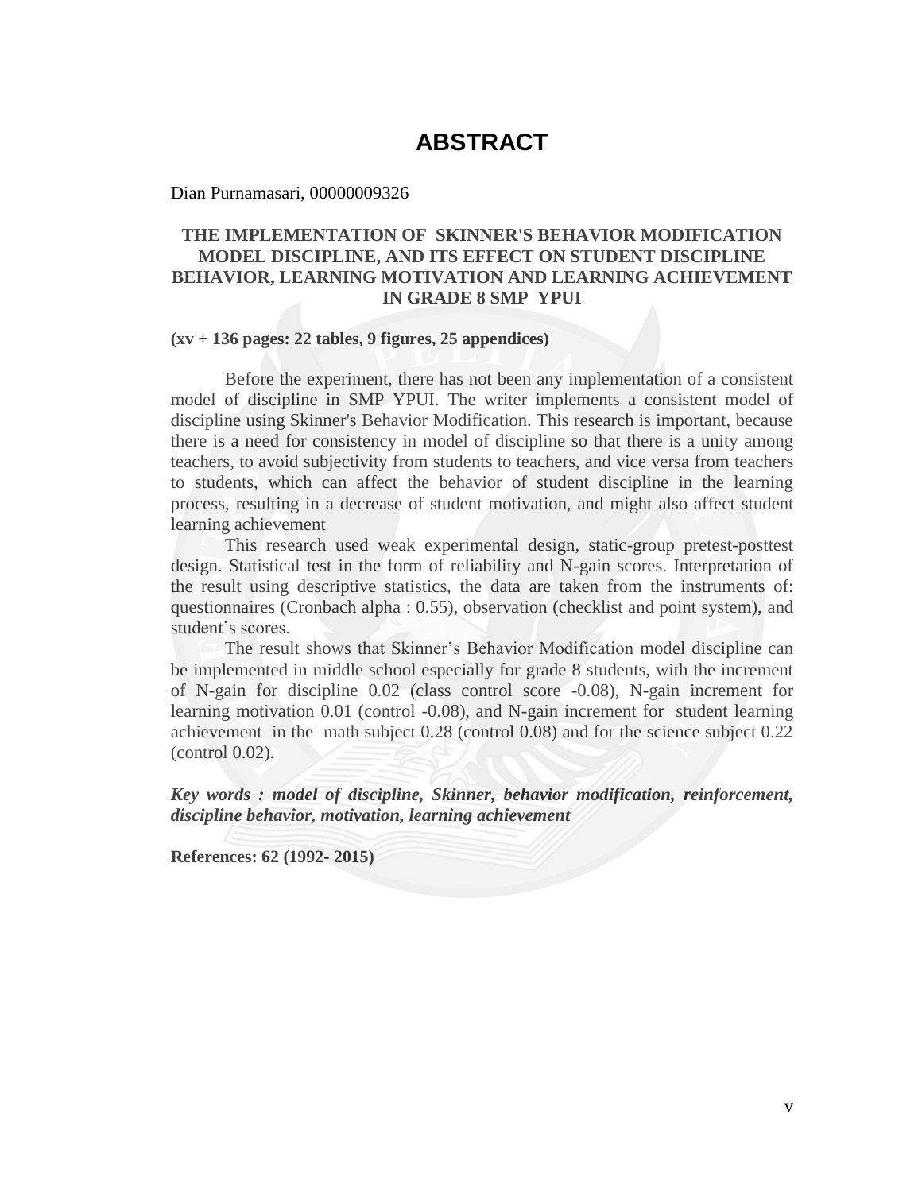# ABSTRACT

Dian Purnamasari, 00000009326

**THE IMPLEMENTATION OF SKINNER'S BEHAVIOR MODIFICATION MODEL DISCIPLINE, AND ITS EFFECT ON STUDENT DISCIPLINE BEHAVIOR, LEARNING MOTIVATION AND LEARNING ACHIEVEMENT IN GRADE 8 SMP YPUI**

**(xv + 136 pages: 22 tables, 9 figures, 25 appendices)**

Before the experiment, there has not been any implementation of a consistent model of discipline in SMP YPUI. The writer implements a consistent model of discipline using Skinner's Behavior Modification. This research is important, because there is a need for consistency in model of discipline so that there is a unity among teachers, to avoid subjectivity from students to teachers, and vice versa from teachers to students, which can affect the behavior of student discipline in the learning process, resulting in a decrease of student motivation, and might also affect student learning achievement

This research used weak experimental design, static-group pretest-posttest design. Statistical test in the form of reliability and N-gain scores. Interpretation of the result using descriptive statistics, the data are taken from the instruments of: questionnaires (Cronbach alpha : 0.55), observation (checklist and point system), and student's scores.

The result shows that Skinner's Behavior Modification model discipline can be implemented in middle school especially for grade 8 students, with the increment of N-gain for discipline 0.02 (class control score -0.08), N-gain increment for learning motivation 0.01 (control -0.08), and N-gain increment for student learning achievement in the math subject 0.28 (control 0.08) and for the science subject 0.22 (control 0.02).

***Key words : model of discipline, Skinner, behavior modification, reinforcement, discipline behavior, motivation, learning achievement***

**References: 62 (1992- 2015)**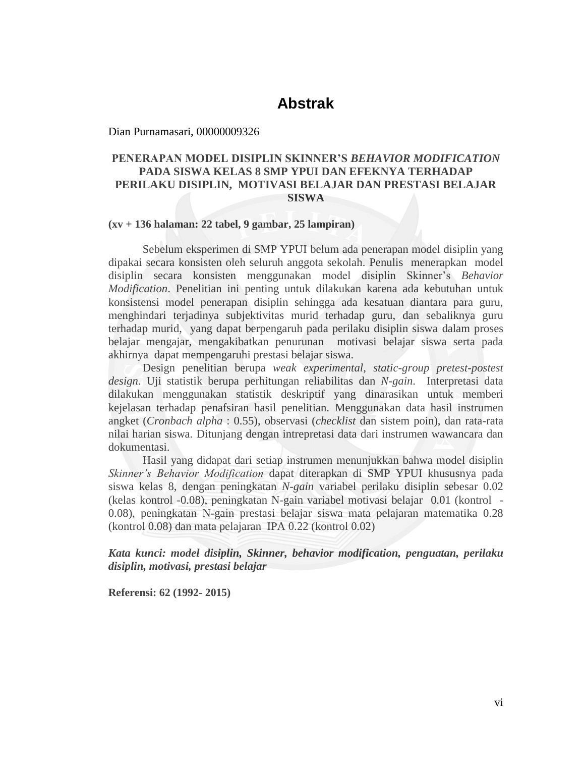# Abstrak

Dian Purnamasari, 00000009326

**PENERAPAN MODEL DISIPLIN SKINNER'S *BEHAVIOR MODIFICATION* PADA SISWA KELAS 8 SMP YPUI DAN EFEKNYA TERHADAP PERILAKU DISIPLIN, MOTIVASI BELAJAR DAN PRESTASI BELAJAR SISWA**

**(xv + 136 halaman: 22 tabel, 9 gambar, 25 lampiran)**

Sebelum eksperimen di SMP YPUI belum ada penerapan model disiplin yang dipakai secara konsisten oleh seluruh anggota sekolah. Penulis menerapkan model disiplin secara konsisten menggunakan model disiplin Skinner's *Behavior Modification*. Penelitian ini penting untuk dilakukan karena ada kebutuhan untuk konsistensi model penerapan disiplin sehingga ada kesatuan diantara para guru, menghindari terjadinya subjektivitas murid terhadap guru, dan sebaliknya guru terhadap murid, yang dapat berpengaruh pada perilaku disiplin siswa dalam proses belajar mengajar, mengakibatkan penurunan motivasi belajar siswa serta pada akhirnya dapat mempengaruhi prestasi belajar siswa.

Design penelitian berupa *weak experimental, static-group pretest-postest design*. Uji statistik berupa perhitungan reliabilitas dan *N-gain*. Interpretasi data dilakukan menggunakan statistik deskriptif yang dinarasikan untuk memberi kejelasan terhadap penafsiran hasil penelitian. Menggunakan data hasil instrumen angket (*Cronbach alpha* : 0.55), observasi (*checklist* dan sistem poin), dan rata-rata nilai harian siswa. Ditunjang dengan intrepretasi data dari instrumen wawancara dan dokumentasi.

Hasil yang didapat dari setiap instrumen menunjukkan bahwa model disiplin *Skinner's Behavior Modification* dapat diterapkan di SMP YPUI khususnya pada siswa kelas 8, dengan peningkatan *N-gain* variabel perilaku disiplin sebesar 0.02 (kelas kontrol -0.08), peningkatan N-gain variabel motivasi belajar 0.01 (kontrol -0.08), peningkatan N-gain prestasi belajar siswa mata pelajaran matematika 0.28 (kontrol 0.08) dan mata pelajaran IPA 0.22 (kontrol 0.02)

***Kata kunci: model disiplin, Skinner, behavior modification, penguatan, perilaku disiplin, motivasi, prestasi belajar***

**Referensi: 62 (1992- 2015)**